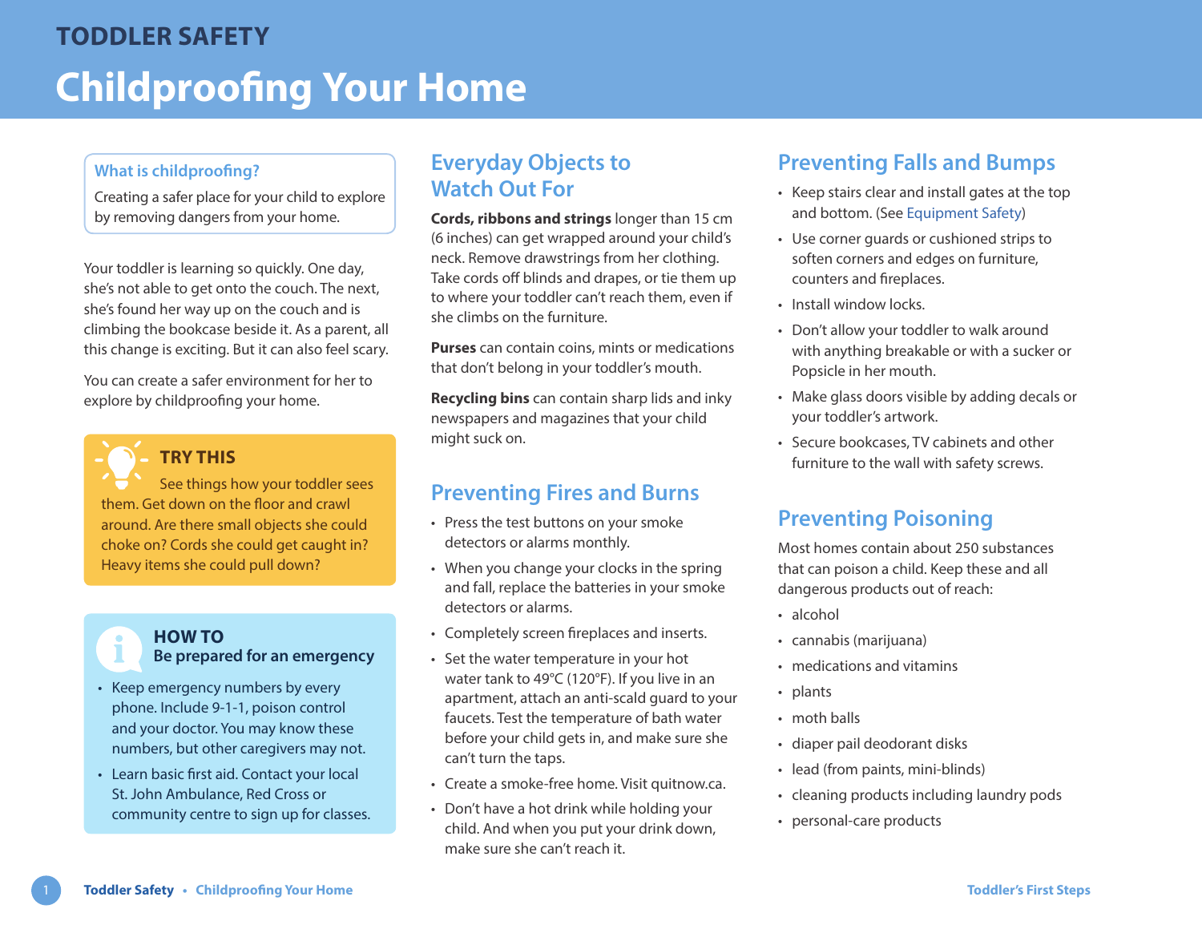TODDLER SAFETY

# Childproofing Your Home

**What is childproofing?**

Creating a safer place for your child to explore by removing dangers from your home.

Your toddler is learning so quickly. One day, she's not able to get onto the couch. The next, she's found her way up on the couch and is climbing the bookcase beside it. As a parent, all this change is exciting. But it can also feel scary.

You can create a safer environment for her to explore by childproofing your home.

**TRY THIS**

See things how your toddler sees them. Get down on the floor and crawl around. Are there small objects she could choke on? Cords she could get caught in? Heavy items she could pull down?

**HOW TO**
**Be prepared for an emergency**

- Keep emergency numbers by every phone. Include 9-1-1, poison control and your doctor. You may know these numbers, but other caregivers may not.
- Learn basic first aid. Contact your local St. John Ambulance, Red Cross or community centre to sign up for classes.

## Everyday Objects to Watch Out For

**Cords, ribbons and strings** longer than 15 cm (6 inches) can get wrapped around your child's neck. Remove drawstrings from her clothing. Take cords off blinds and drapes, or tie them up to where your toddler can't reach them, even if she climbs on the furniture.

**Purses** can contain coins, mints or medications that don't belong in your toddler's mouth.

**Recycling bins** can contain sharp lids and inky newspapers and magazines that your child might suck on.

## Preventing Fires and Burns

- Press the test buttons on your smoke detectors or alarms monthly.
- When you change your clocks in the spring and fall, replace the batteries in your smoke detectors or alarms.
- Completely screen fireplaces and inserts.
- Set the water temperature in your hot water tank to 49°C (120°F). If you live in an apartment, attach an anti-scald guard to your faucets. Test the temperature of bath water before your child gets in, and make sure she can't turn the taps.
- Create a smoke-free home. Visit quitnow.ca.
- Don't have a hot drink while holding your child. And when you put your drink down, make sure she can't reach it.

## Preventing Falls and Bumps

- Keep stairs clear and install gates at the top and bottom. (See Equipment Safety)
- Use corner guards or cushioned strips to soften corners and edges on furniture, counters and fireplaces.
- Install window locks.
- Don't allow your toddler to walk around with anything breakable or with a sucker or Popsicle in her mouth.
- Make glass doors visible by adding decals or your toddler's artwork.
- Secure bookcases, TV cabinets and other furniture to the wall with safety screws.

## Preventing Poisoning

Most homes contain about 250 substances that can poison a child. Keep these and all dangerous products out of reach:

- alcohol
- cannabis (marijuana)
- medications and vitamins
- plants
- moth balls
- diaper pail deodorant disks
- lead (from paints, mini-blinds)
- cleaning products including laundry pods
- personal-care products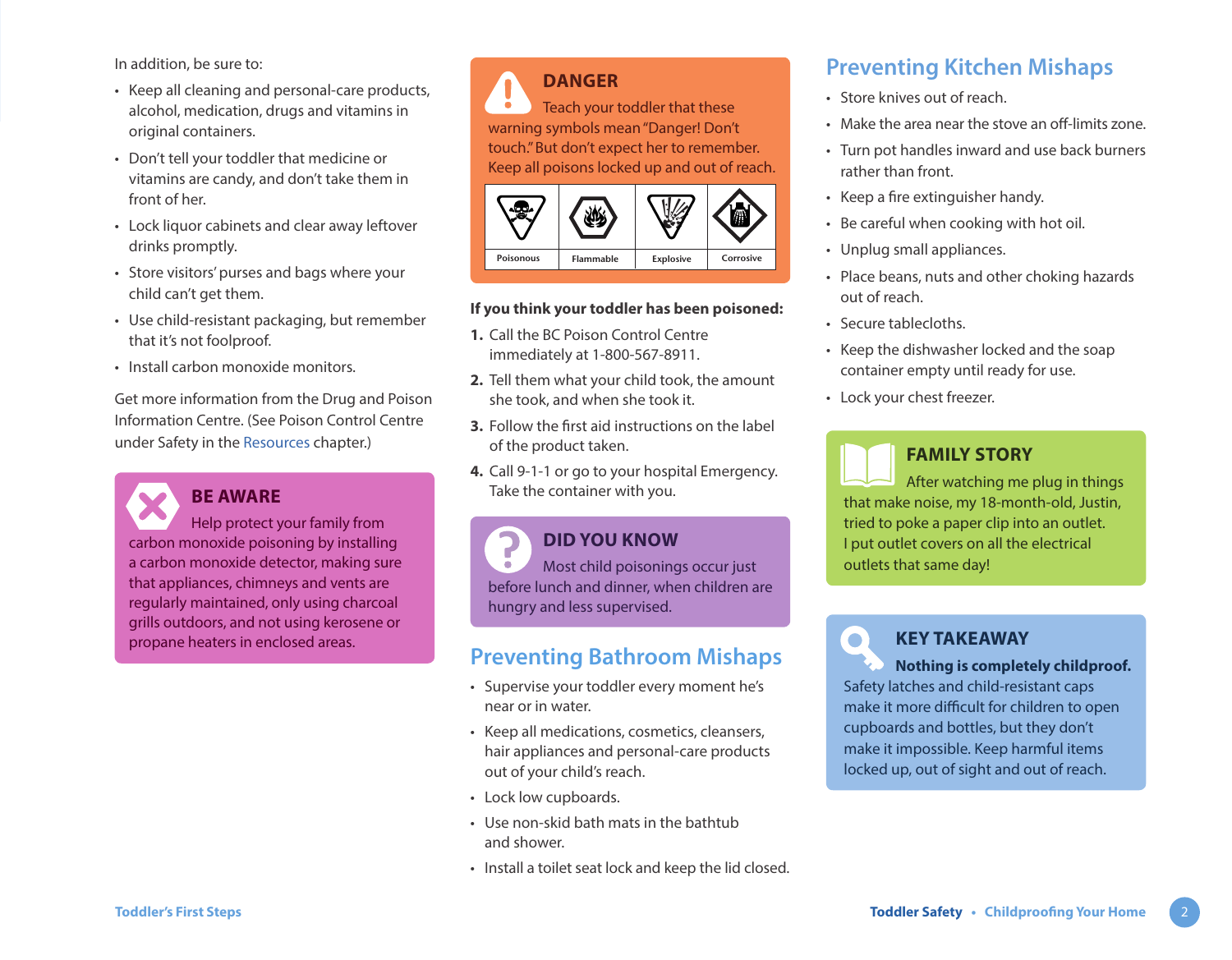In addition, be sure to:

- Keep all cleaning and personal-care products, alcohol, medication, drugs and vitamins in original containers.
- Don't tell your toddler that medicine or vitamins are candy, and don't take them in front of her.
- Lock liquor cabinets and clear away leftover drinks promptly.
- Store visitors' purses and bags where your child can't get them.
- Use child-resistant packaging, but remember that it's not foolproof.
- Install carbon monoxide monitors.

Get more information from the Drug and Poison Information Centre. (See Poison Control Centre under Safety in the Resources chapter.)

**BE AWARE**

Help protect your family from carbon monoxide poisoning by installing a carbon monoxide detector, making sure that appliances, chimneys and vents are regularly maintained, only using charcoal grills outdoors, and not using kerosene or propane heaters in enclosed areas.

**DANGER**

Teach your toddler that these warning symbols mean "Danger! Don't touch." But don't expect her to remember. Keep all poisons locked up and out of reach.

| | | | |
|---|---|---|---|
| Poisonous | Flammable | Explosive | Corrosive |

**If you think your toddler has been poisoned:**

1. Call the BC Poison Control Centre immediately at 1-800-567-8911.
2. Tell them what your child took, the amount she took, and when she took it.
3. Follow the first aid instructions on the label of the product taken.
4. Call 9-1-1 or go to your hospital Emergency. Take the container with you.

**DID YOU KNOW**

Most child poisonings occur just before lunch and dinner, when children are hungry and less supervised.

## Preventing Bathroom Mishaps

- Supervise your toddler every moment he's near or in water.
- Keep all medications, cosmetics, cleansers, hair appliances and personal-care products out of your child's reach.
- Lock low cupboards.
- Use non-skid bath mats in the bathtub and shower.
- Install a toilet seat lock and keep the lid closed.

## Preventing Kitchen Mishaps

- Store knives out of reach.
- Make the area near the stove an off-limits zone.
- Turn pot handles inward and use back burners rather than front.
- Keep a fire extinguisher handy.
- Be careful when cooking with hot oil.
- Unplug small appliances.
- Place beans, nuts and other choking hazards out of reach.
- Secure tablecloths.
- Keep the dishwasher locked and the soap container empty until ready for use.
- Lock your chest freezer.

**FAMILY STORY**

After watching me plug in things that make noise, my 18-month-old, Justin, tried to poke a paper clip into an outlet. I put outlet covers on all the electrical outlets that same day!

**KEY TAKEAWAY**

**Nothing is completely childproof.** Safety latches and child-resistant caps make it more difficult for children to open cupboards and bottles, but they don't make it impossible. Keep harmful items locked up, out of sight and out of reach.